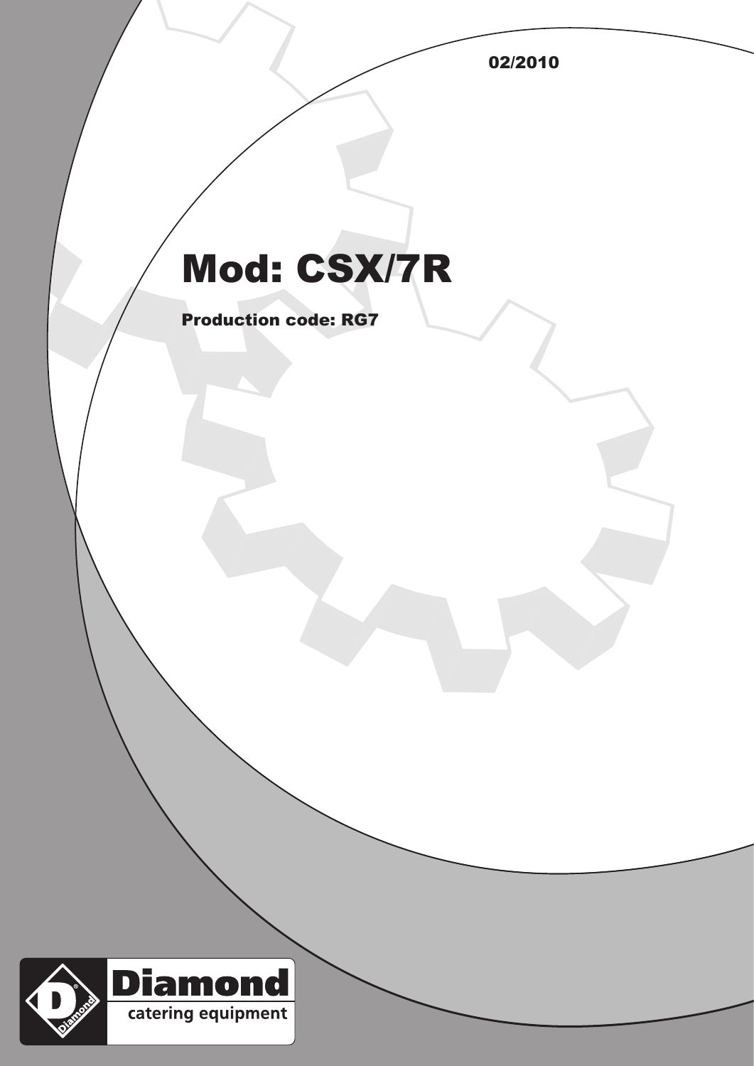02/2010

# Mod: CSX/7R

**Production code: RG7**

Diamond
catering equipment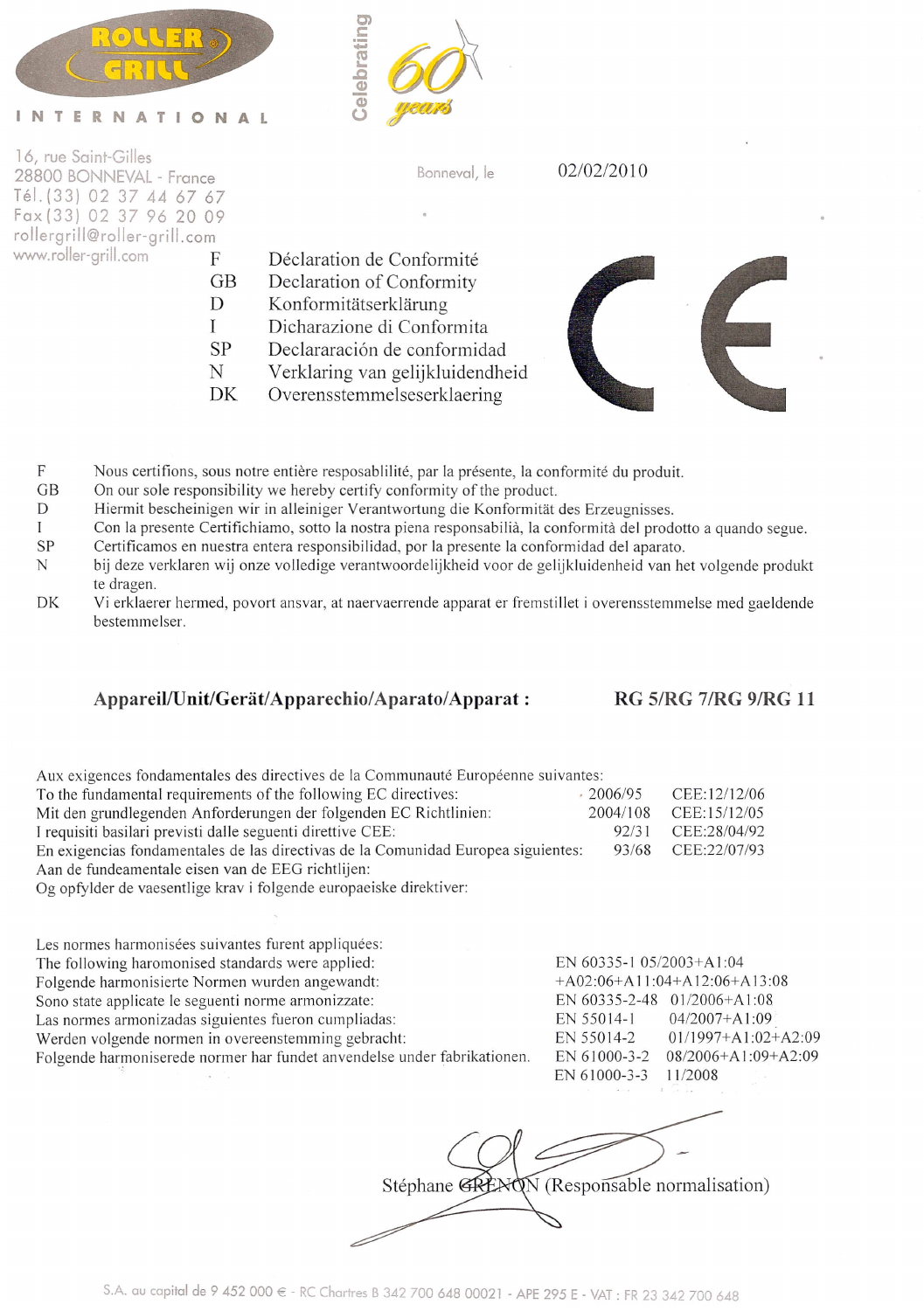**ROLLER GRILL**

INTERNATIONAL

Celebrating 60 years

16, rue Saint-Gilles
28800 BONNEVAL - France
Tél. (33) 02 37 44 67 67
Fax (33) 02 37 96 20 09
rollergrill@roller-grill.com
www.roller-grill.com

Bonneval, le 02/02/2010

| | |
|---|---|
| F | Déclaration de Conformité |
| GB | Declaration of Conformity |
| D | Konformitätserklärung |
| I | Dicharazione di Conformita |
| SP | Declararación de conformidad |
| N | Verklaring van gelijkluidendheid |
| DK | Overensstemmelseserklaering |

CE

| | |
|---|---|
| F | Nous certifions, sous notre entière resposablilité, par la présente, la conformité du produit. |
| GB | On our sole responsibility we hereby certify conformity of the product. |
| D | Hiermit bescheinigen wir in alleiniger Verantwortung die Konformität des Erzeugnisses. |
| I | Con la presente Certifichiamo, sotto la nostra piena responsabilià, la conformità del prodotto a quando segue. |
| SP | Certificamos en nuestra entera responsibilidad, por la presente la conformidad del aparato. |
| N | bij deze verklaren wij onze volledige verantwoordelijkheid voor de gelijkluidenheid van het volgende produkt te dragen. |
| DK | Vi erklaerer hermed, povort ansvar, at naervaerrende apparat er fremstillet i overensstemmelse med gaeldende bestemmelser. |

**Appareil/Unit/Gerät/Apparechio/Aparato/Apparat : RG 5/RG 7/RG 9/RG 11**

Aux exigences fondamentales des directives de la Communauté Européenne suivantes:
To the fundamental requirements of the following EC directives:
Mit den grundlegenden Anforderungen der folgenden EC Richtlinien:
I requisiti basilari previsti dalle seguenti direttive CEE:
En exigencias fondamentales de las directivas de la Comunidad Europea siguientes:
Aan de fundeamentale eisen van de EEG richtlijen:
Og opfylder de vaesentlige krav i folgende europaeiske direktiver:

| | |
|---|---|
| 2006/95 | CEE:12/12/06 |
| 2004/108 | CEE:15/12/05 |
| 92/31 | CEE:28/04/92 |
| 93/68 | CEE:22/07/93 |

Les normes harmonisées suivantes furent appliquées:
The following haromonised standards were applied:
Folgende harmonisierte Normen wurden angewandt:
Sono state applicate le seguenti norme armonizzate:
Las normes armonizadas siguientes fueron cumpliadas:
Werden volgende normen in overeenstemming gebracht:
Folgende harmoniserede normer har fundet anvendelse under fabrikationen.

| | |
|---|---|
| EN 60335-1 | 05/2003+A1:04 +A02:06+A11:04+A12:06+A13:08 |
| EN 60335-2-48 | 01/2006+A1:08 |
| EN 55014-1 | 04/2007+A1:09 |
| EN 55014-2 | 01/1997+A1:02+A2:09 |
| EN 61000-3-2 | 08/2006+A1:09+A2:09 |
| EN 61000-3-3 | 11/2008 |

Stéphane GRENON (Responsable normalisation)

S.A. au capital de 9 452 000 € - RC Chartres B 342 700 648 00021 - APE 295 E - VAT : FR 23 342 700 648